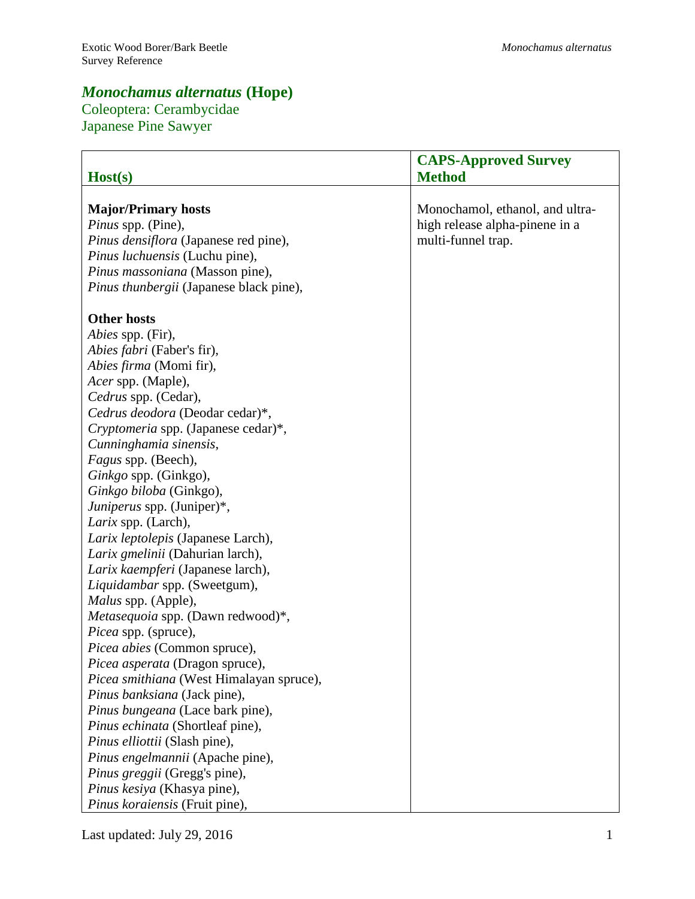# *Monochamus alternatus* (Hope)

Coleoptera: Cerambycidae
Japanese Pine Sawyer

| Host(s) | CAPS-Approved Survey Method |
| --- | --- |
| **Major/Primary hosts**<br>*Pinus* spp. (Pine),<br>*Pinus densiflora* (Japanese red pine),<br>*Pinus luchuensis* (Luchu pine),<br>*Pinus massoniana* (Masson pine),<br>*Pinus thunbergii* (Japanese black pine),<br><br>**Other hosts**<br>*Abies* spp. (Fir),<br>*Abies fabri* (Faber's fir),<br>*Abies firma* (Momi fir),<br>*Acer* spp. (Maple),<br>*Cedrus* spp. (Cedar),<br>*Cedrus deodora* (Deodar cedar)*,<br>*Cryptomeria* spp. (Japanese cedar)*,<br>*Cunninghamia sinensis*,<br>*Fagus* spp. (Beech),<br>*Ginkgo* spp. (Ginkgo),<br>*Ginkgo biloba* (Ginkgo),<br>*Juniperus* spp. (Juniper)*,<br>*Larix* spp. (Larch),<br>*Larix leptolepis* (Japanese Larch),<br>*Larix gmelinii* (Dahurian larch),<br>*Larix kaempferi* (Japanese larch),<br>*Liquidambar* spp. (Sweetgum),<br>*Malus* spp. (Apple),<br>*Metasequoia* spp. (Dawn redwood)*,<br>*Picea* spp. (spruce),<br>*Picea abies* (Common spruce),<br>*Picea asperata* (Dragon spruce),<br>*Picea smithiana* (West Himalayan spruce),<br>*Pinus banksiana* (Jack pine),<br>*Pinus bungeana* (Lace bark pine),<br>*Pinus echinata* (Shortleaf pine),<br>*Pinus elliottii* (Slash pine),<br>*Pinus engelmannii* (Apache pine),<br>*Pinus greggii* (Gregg's pine),<br>*Pinus kesiya* (Khasya pine),<br>*Pinus koraiensis* (Fruit pine), | Monochamol, ethanol, and ultra-high release alpha-pinene in a multi-funnel trap. |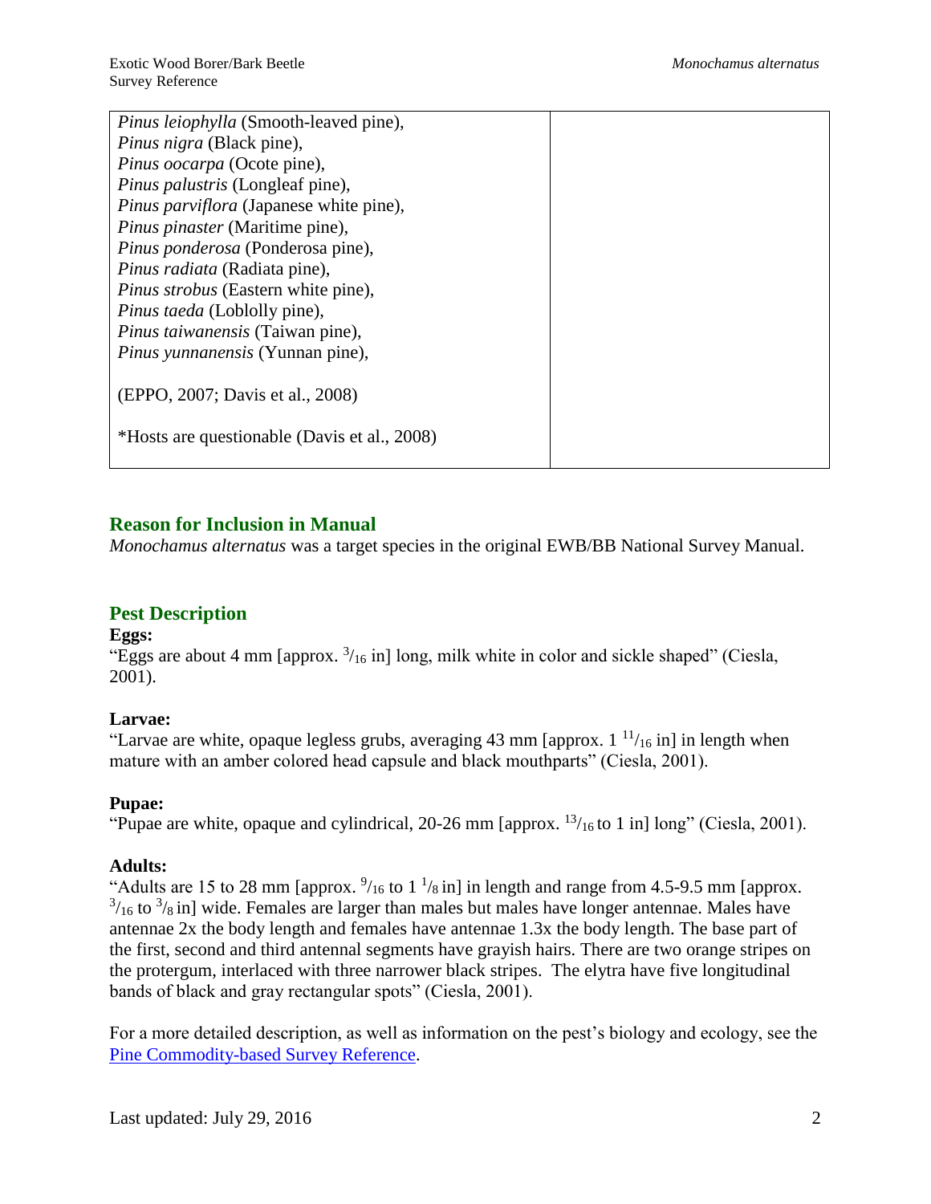| | |
|---|---|
| *Pinus leiophylla* (Smooth-leaved pine),<br>*Pinus nigra* (Black pine),<br>*Pinus oocarpa* (Ocote pine),<br>*Pinus palustris* (Longleaf pine),<br>*Pinus parviflora* (Japanese white pine),<br>*Pinus pinaster* (Maritime pine),<br>*Pinus ponderosa* (Ponderosa pine),<br>*Pinus radiata* (Radiata pine),<br>*Pinus strobus* (Eastern white pine),<br>*Pinus taeda* (Loblolly pine),<br>*Pinus taiwanensis* (Taiwan pine),<br>*Pinus yunnanensis* (Yunnan pine),<br><br>(EPPO, 2007; Davis et al., 2008)<br><br>*Hosts are questionable (Davis et al., 2008) | |

## Reason for Inclusion in Manual

*Monochamus alternatus* was a target species in the original EWB/BB National Survey Manual.

## Pest Description

**Eggs:**
"Eggs are about 4 mm [approx. 3/16 in] long, milk white in color and sickle shaped" (Ciesla, 2001).

**Larvae:**
"Larvae are white, opaque legless grubs, averaging 43 mm [approx. 1 11/16 in] in length when mature with an amber colored head capsule and black mouthparts" (Ciesla, 2001).

**Pupae:**
"Pupae are white, opaque and cylindrical, 20-26 mm [approx. 13/16 to 1 in] long" (Ciesla, 2001).

**Adults:**
"Adults are 15 to 28 mm [approx. 9/16 to 1 1/8 in] in length and range from 4.5-9.5 mm [approx. 3/16 to 3/8 in] wide. Females are larger than males but males have longer antennae. Males have antennae 2x the body length and females have antennae 1.3x the body length. The base part of the first, second and third antennal segments have grayish hairs. There are two orange stripes on the protergum, interlaced with three narrower black stripes. The elytra have five longitudinal bands of black and gray rectangular spots" (Ciesla, 2001).

For a more detailed description, as well as information on the pest's biology and ecology, see the Pine Commodity-based Survey Reference.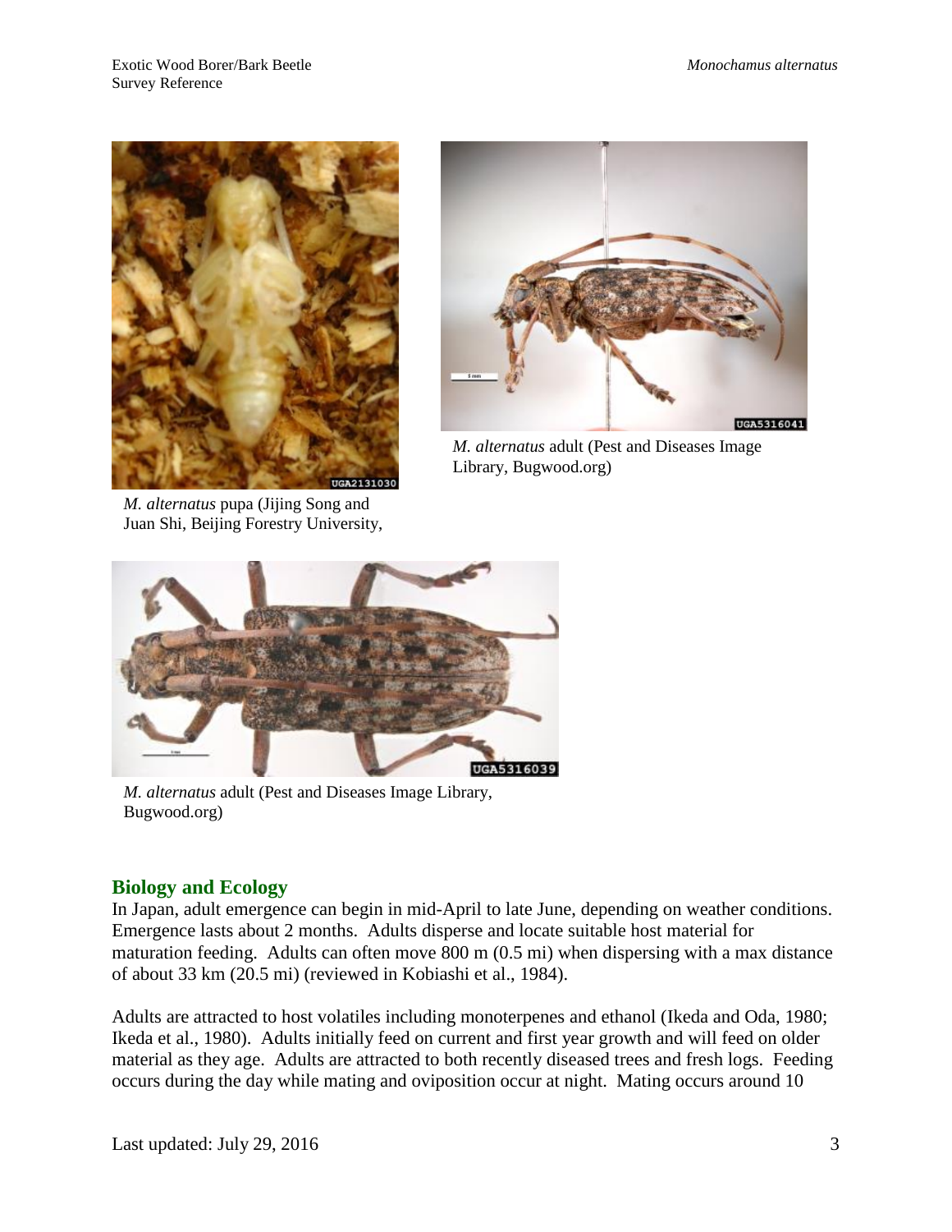*M. alternatus* pupa (Jijing Song and Juan Shi, Beijing Forestry University,

*M. alternatus* adult (Pest and Diseases Image Library, Bugwood.org)

*M. alternatus* adult (Pest and Diseases Image Library, Bugwood.org)

## Biology and Ecology

In Japan, adult emergence can begin in mid-April to late June, depending on weather conditions. Emergence lasts about 2 months. Adults disperse and locate suitable host material for maturation feeding. Adults can often move 800 m (0.5 mi) when dispersing with a max distance of about 33 km (20.5 mi) (reviewed in Kobiashi et al., 1984).

Adults are attracted to host volatiles including monoterpenes and ethanol (Ikeda and Oda, 1980; Ikeda et al., 1980). Adults initially feed on current and first year growth and will feed on older material as they age. Adults are attracted to both recently diseased trees and fresh logs. Feeding occurs during the day while mating and oviposition occur at night. Mating occurs around 10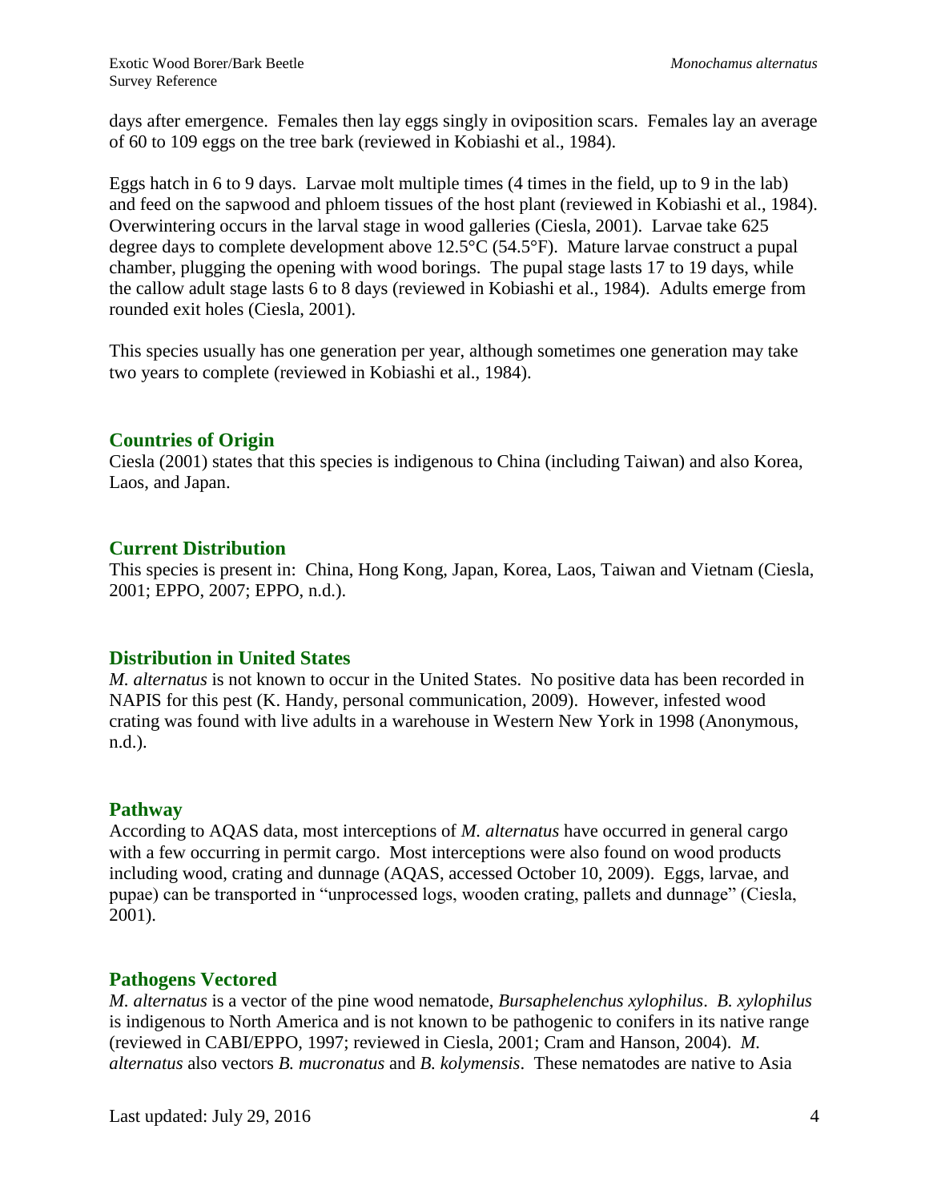days after emergence. Females then lay eggs singly in oviposition scars. Females lay an average of 60 to 109 eggs on the tree bark (reviewed in Kobiashi et al., 1984).

Eggs hatch in 6 to 9 days. Larvae molt multiple times (4 times in the field, up to 9 in the lab) and feed on the sapwood and phloem tissues of the host plant (reviewed in Kobiashi et al., 1984). Overwintering occurs in the larval stage in wood galleries (Ciesla, 2001). Larvae take 625 degree days to complete development above 12.5°C (54.5°F). Mature larvae construct a pupal chamber, plugging the opening with wood borings. The pupal stage lasts 17 to 19 days, while the callow adult stage lasts 6 to 8 days (reviewed in Kobiashi et al., 1984). Adults emerge from rounded exit holes (Ciesla, 2001).

This species usually has one generation per year, although sometimes one generation may take two years to complete (reviewed in Kobiashi et al., 1984).

## Countries of Origin

Ciesla (2001) states that this species is indigenous to China (including Taiwan) and also Korea, Laos, and Japan.

## Current Distribution

This species is present in: China, Hong Kong, Japan, Korea, Laos, Taiwan and Vietnam (Ciesla, 2001; EPPO, 2007; EPPO, n.d.).

## Distribution in United States

*M. alternatus* is not known to occur in the United States. No positive data has been recorded in NAPIS for this pest (K. Handy, personal communication, 2009). However, infested wood crating was found with live adults in a warehouse in Western New York in 1998 (Anonymous, n.d.).

## Pathway

According to AQAS data, most interceptions of *M. alternatus* have occurred in general cargo with a few occurring in permit cargo. Most interceptions were also found on wood products including wood, crating and dunnage (AQAS, accessed October 10, 2009). Eggs, larvae, and pupae) can be transported in "unprocessed logs, wooden crating, pallets and dunnage" (Ciesla, 2001).

## Pathogens Vectored

*M. alternatus* is a vector of the pine wood nematode, *Bursaphelenchus xylophilus*. *B. xylophilus* is indigenous to North America and is not known to be pathogenic to conifers in its native range (reviewed in CABI/EPPO, 1997; reviewed in Ciesla, 2001; Cram and Hanson, 2004). *M. alternatus* also vectors *B. mucronatus* and *B. kolymensis*. These nematodes are native to Asia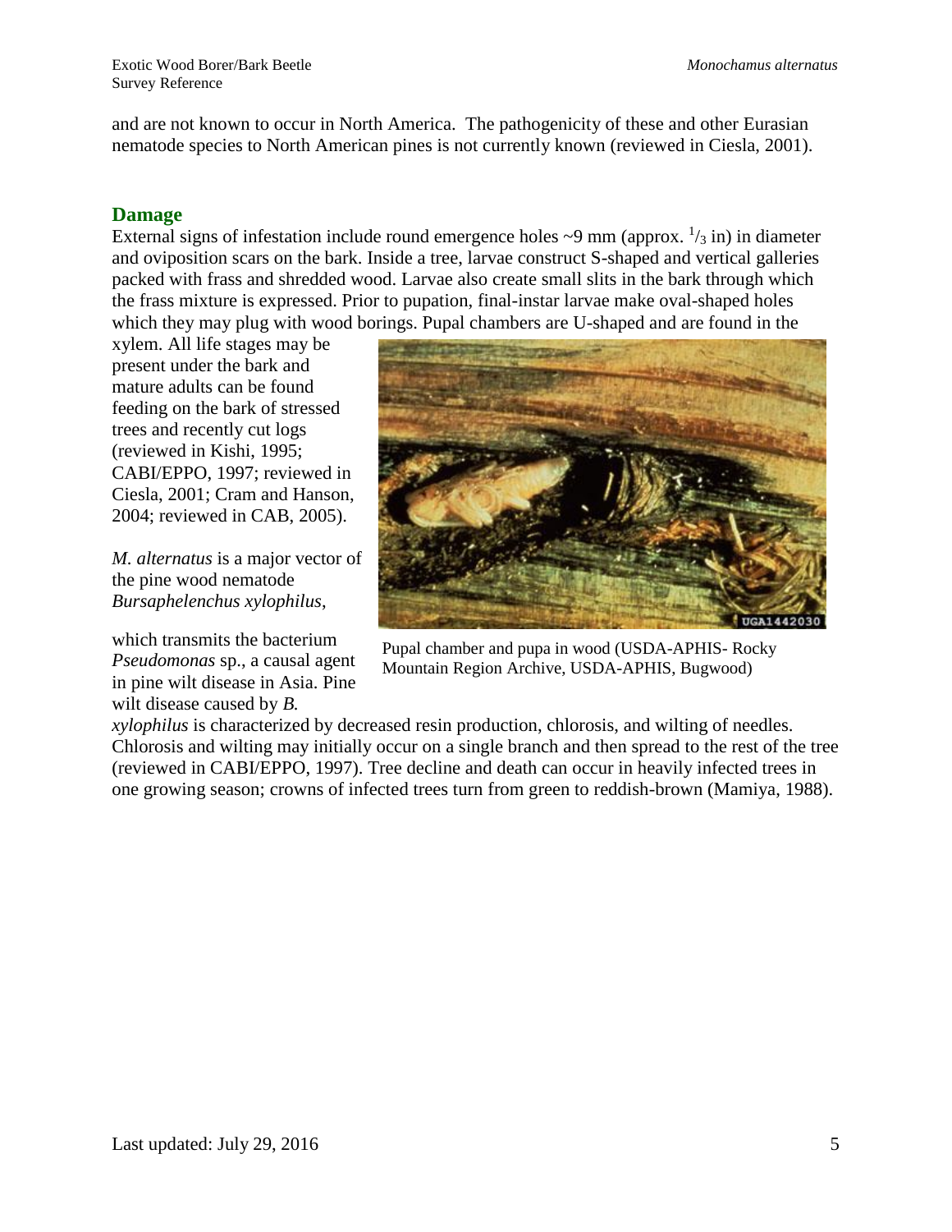and are not known to occur in North America. The pathogenicity of these and other Eurasian nematode species to North American pines is not currently known (reviewed in Ciesla, 2001).

## Damage

External signs of infestation include round emergence holes ~9 mm (approx. $^{1}/_{3}$ in) in diameter and oviposition scars on the bark. Inside a tree, larvae construct S-shaped and vertical galleries packed with frass and shredded wood. Larvae also create small slits in the bark through which the frass mixture is expressed. Prior to pupation, final-instar larvae make oval-shaped holes which they may plug with wood borings. Pupal chambers are U-shaped and are found in the xylem. All life stages may be present under the bark and mature adults can be found feeding on the bark of stressed trees and recently cut logs (reviewed in Kishi, 1995; CABI/EPPO, 1997; reviewed in Ciesla, 2001; Cram and Hanson, 2004; reviewed in CAB, 2005).

Pupal chamber and pupa in wood (USDA-APHIS- Rocky Mountain Region Archive, USDA-APHIS, Bugwood)

*M. alternatus* is a major vector of the pine wood nematode *Bursaphelenchus xylophilus*, which transmits the bacterium *Pseudomonas* sp., a causal agent in pine wilt disease in Asia. Pine wilt disease caused by *B. xylophilus* is characterized by decreased resin production, chlorosis, and wilting of needles. Chlorosis and wilting may initially occur on a single branch and then spread to the rest of the tree (reviewed in CABI/EPPO, 1997). Tree decline and death can occur in heavily infected trees in one growing season; crowns of infected trees turn from green to reddish-brown (Mamiya, 1988).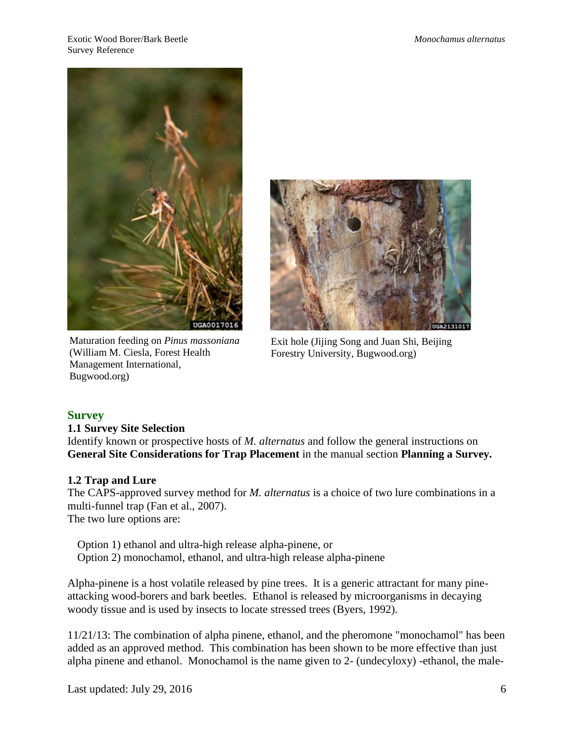Maturation feeding on *Pinus massoniana* (William M. Ciesla, Forest Health Management International, Bugwood.org)

Exit hole (Jijing Song and Juan Shi, Beijing Forestry University, Bugwood.org)

## Survey

### 1.1 Survey Site Selection

Identify known or prospective hosts of *M. alternatus* and follow the general instructions on **General Site Considerations for Trap Placement** in the manual section **Planning a Survey.**

### 1.2 Trap and Lure

The CAPS-approved survey method for *M. alternatus* is a choice of two lure combinations in a multi-funnel trap (Fan et al., 2007).
The two lure options are:

Option 1) ethanol and ultra-high release alpha-pinene, or
Option 2) monochamol, ethanol, and ultra-high release alpha-pinene

Alpha-pinene is a host volatile released by pine trees. It is a generic attractant for many pine-attacking wood-borers and bark beetles. Ethanol is released by microorganisms in decaying woody tissue and is used by insects to locate stressed trees (Byers, 1992).

11/21/13: The combination of alpha pinene, ethanol, and the pheromone "monochamol" has been added as an approved method. This combination has been shown to be more effective than just alpha pinene and ethanol. Monochamol is the name given to 2- (undecyloxy) -ethanol, the male-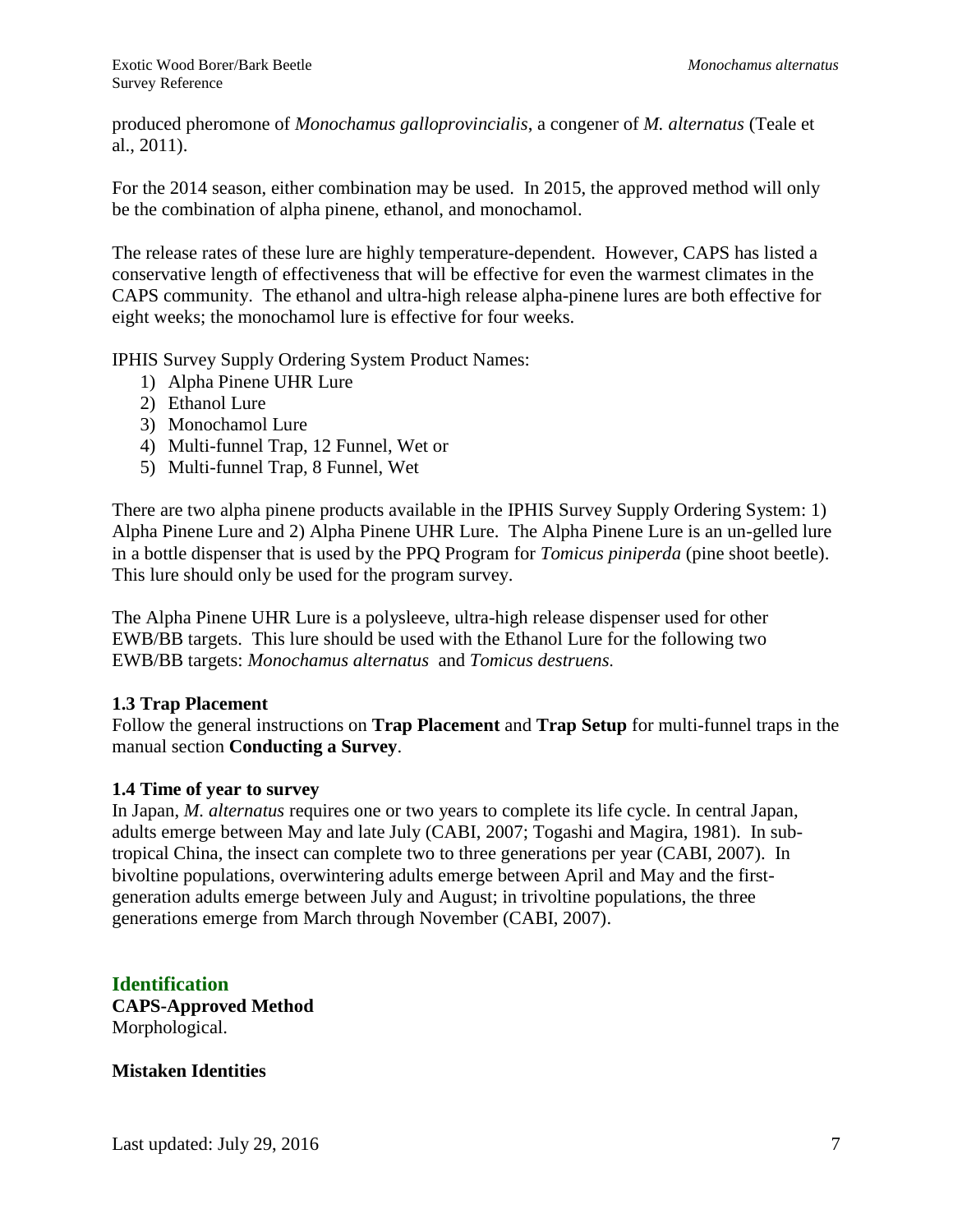produced pheromone of *Monochamus galloprovincialis*, a congener of *M. alternatus* (Teale et al., 2011).

For the 2014 season, either combination may be used. In 2015, the approved method will only be the combination of alpha pinene, ethanol, and monochamol.

The release rates of these lure are highly temperature-dependent. However, CAPS has listed a conservative length of effectiveness that will be effective for even the warmest climates in the CAPS community. The ethanol and ultra-high release alpha-pinene lures are both effective for eight weeks; the monochamol lure is effective for four weeks.

IPHIS Survey Supply Ordering System Product Names:

1) Alpha Pinene UHR Lure
2) Ethanol Lure
3) Monochamol Lure
4) Multi-funnel Trap, 12 Funnel, Wet or
5) Multi-funnel Trap, 8 Funnel, Wet

There are two alpha pinene products available in the IPHIS Survey Supply Ordering System: 1) Alpha Pinene Lure and 2) Alpha Pinene UHR Lure. The Alpha Pinene Lure is an un-gelled lure in a bottle dispenser that is used by the PPQ Program for *Tomicus piniperda* (pine shoot beetle). This lure should only be used for the program survey.

The Alpha Pinene UHR Lure is a polysleeve, ultra-high release dispenser used for other EWB/BB targets. This lure should be used with the Ethanol Lure for the following two EWB/BB targets: *Monochamus alternatus* and *Tomicus destruens.*

### 1.3 Trap Placement

Follow the general instructions on **Trap Placement** and **Trap Setup** for multi-funnel traps in the manual section **Conducting a Survey**.

### 1.4 Time of year to survey

In Japan, *M. alternatus* requires one or two years to complete its life cycle. In central Japan, adults emerge between May and late July (CABI, 2007; Togashi and Magira, 1981). In sub-tropical China, the insect can complete two to three generations per year (CABI, 2007). In bivoltine populations, overwintering adults emerge between April and May and the first-generation adults emerge between July and August; in trivoltine populations, the three generations emerge from March through November (CABI, 2007).

## Identification

**CAPS-Approved Method**

Morphological.

**Mistaken Identities**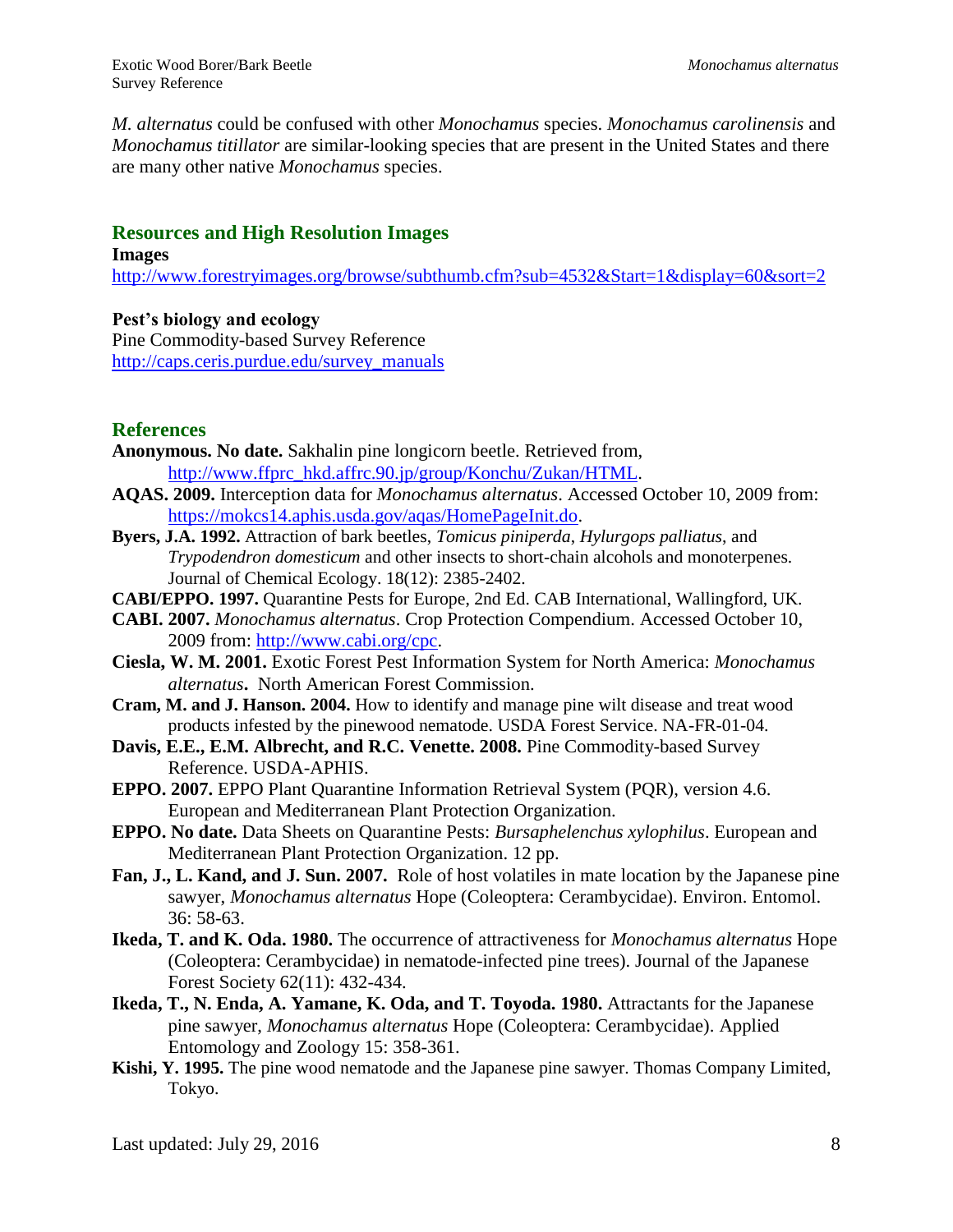*M. alternatus* could be confused with other *Monochamus* species. *Monochamus carolinensis* and *Monochamus titillator* are similar-looking species that are present in the United States and there are many other native *Monochamus* species.

## Resources and High Resolution Images

**Images**
http://www.forestryimages.org/browse/subthumb.cfm?sub=4532&Start=1&display=60&sort=2

**Pest's biology and ecology**
Pine Commodity-based Survey Reference
http://caps.ceris.purdue.edu/survey_manuals

## References

**Anonymous. No date.** Sakhalin pine longicorn beetle. Retrieved from, http://www.ffprc_hkd.affrc.90.jp/group/Konchu/Zukan/HTML.

**AQAS. 2009.** Interception data for *Monochamus alternatus*. Accessed October 10, 2009 from: https://mokcs14.aphis.usda.gov/aqas/HomePageInit.do.

**Byers, J.A. 1992.** Attraction of bark beetles, *Tomicus piniperda*, *Hylurgops palliatus*, and *Trypodendron domesticum* and other insects to short-chain alcohols and monoterpenes. Journal of Chemical Ecology. 18(12): 2385-2402.

**CABI/EPPO. 1997.** Quarantine Pests for Europe, 2nd Ed. CAB International, Wallingford, UK.

**CABI. 2007.** *Monochamus alternatus*. Crop Protection Compendium. Accessed October 10, 2009 from: http://www.cabi.org/cpc.

**Ciesla, W. M. 2001.** Exotic Forest Pest Information System for North America: *Monochamus alternatus***.** North American Forest Commission.

**Cram, M. and J. Hanson. 2004.** How to identify and manage pine wilt disease and treat wood products infested by the pinewood nematode. USDA Forest Service. NA-FR-01-04.

**Davis, E.E., E.M. Albrecht, and R.C. Venette. 2008.** Pine Commodity-based Survey Reference. USDA-APHIS.

**EPPO. 2007.** EPPO Plant Quarantine Information Retrieval System (PQR), version 4.6. European and Mediterranean Plant Protection Organization.

**EPPO. No date.** Data Sheets on Quarantine Pests: *Bursaphelenchus xylophilus*. European and Mediterranean Plant Protection Organization. 12 pp.

**Fan, J., L. Kand, and J. Sun. 2007.** Role of host volatiles in mate location by the Japanese pine sawyer, *Monochamus alternatus* Hope (Coleoptera: Cerambycidae). Environ. Entomol. 36: 58-63.

**Ikeda, T. and K. Oda. 1980.** The occurrence of attractiveness for *Monochamus alternatus* Hope (Coleoptera: Cerambycidae) in nematode-infected pine trees). Journal of the Japanese Forest Society 62(11): 432-434.

**Ikeda, T., N. Enda, A. Yamane, K. Oda, and T. Toyoda. 1980.** Attractants for the Japanese pine sawyer, *Monochamus alternatus* Hope (Coleoptera: Cerambycidae). Applied Entomology and Zoology 15: 358-361.

**Kishi, Y. 1995.** The pine wood nematode and the Japanese pine sawyer. Thomas Company Limited, Tokyo.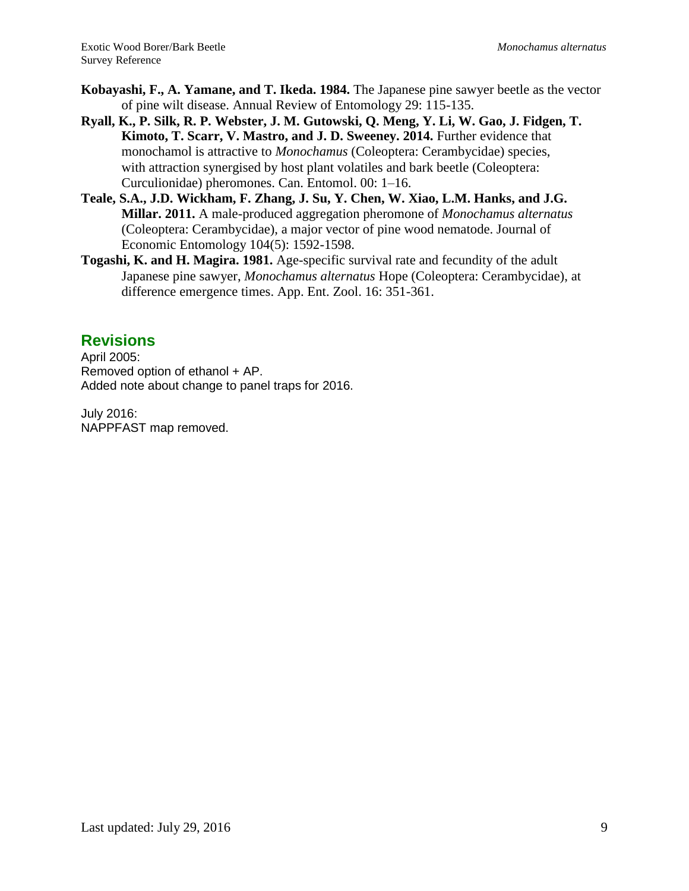**Kobayashi, F., A. Yamane, and T. Ikeda. 1984.** The Japanese pine sawyer beetle as the vector of pine wilt disease. Annual Review of Entomology 29: 115-135.

**Ryall, K., P. Silk, R. P. Webster, J. M. Gutowski, Q. Meng, Y. Li, W. Gao, J. Fidgen, T. Kimoto, T. Scarr, V. Mastro, and J. D. Sweeney. 2014.** Further evidence that monochamol is attractive to *Monochamus* (Coleoptera: Cerambycidae) species, with attraction synergised by host plant volatiles and bark beetle (Coleoptera: Curculionidae) pheromones. Can. Entomol. 00: 1–16.

**Teale, S.A., J.D. Wickham, F. Zhang, J. Su, Y. Chen, W. Xiao, L.M. Hanks, and J.G. Millar. 2011.** A male-produced aggregation pheromone of *Monochamus alternatus* (Coleoptera: Cerambycidae), a major vector of pine wood nematode. Journal of Economic Entomology 104(5): 1592-1598.

**Togashi, K. and H. Magira. 1981.** Age-specific survival rate and fecundity of the adult Japanese pine sawyer, *Monochamus alternatus* Hope (Coleoptera: Cerambycidae), at difference emergence times. App. Ent. Zool. 16: 351-361.

## Revisions

April 2005:
Removed option of ethanol + AP.
Added note about change to panel traps for 2016.

July 2016:
NAPPFAST map removed.